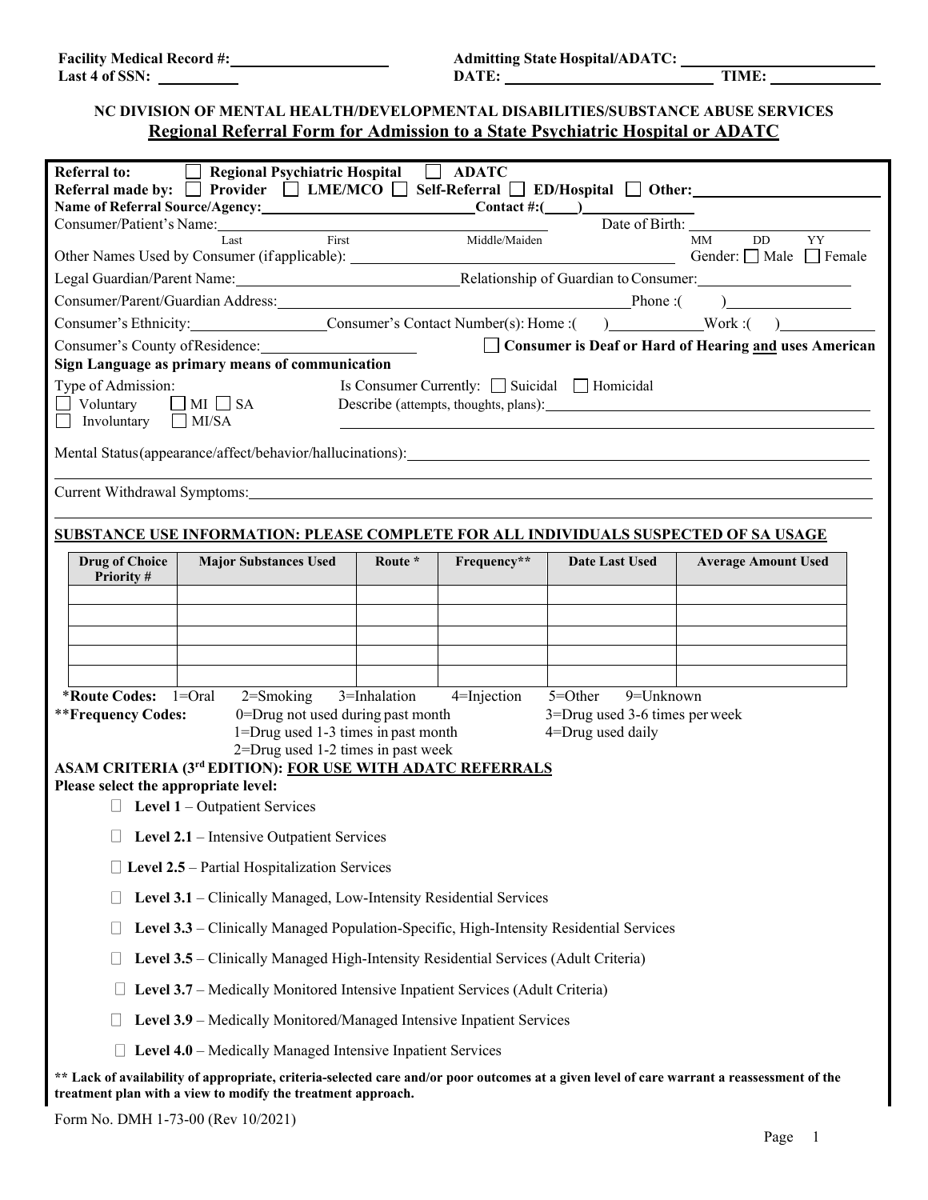**Facility Medical Record #:** ____________________ **Admitting State Hospital/ADATC:** ____________________
**Last 4 of SSN:** __________ **DATE:** ____________________ **TIME:** __________

### NC DIVISION OF MENTAL HEALTH/DEVELOPMENTAL DISABILITIES/SUBSTANCE ABUSE SERVICES

## Regional Referral Form for Admission to a State Psychiatric Hospital or ADATC

**Referral to:** ☐ **Regional Psychiatric Hospital** ☐ **ADATC**

**Referral made by:** ☐ **Provider** ☐ **LME/MCO** ☐ **Self-Referral** ☐ **ED/Hospital** ☐ **Other:** ____________________

**Name of Referral Source/Agency:** ____________________ **Contact #:(____)** ____________

Consumer/Patient's Name: ____________________ Date of Birth: __________
Last First Middle/Maiden MM DD YY

Other Names Used by Consumer (if applicable): ____________________ Gender: ☐ Male ☐ Female

Legal Guardian/Parent Name: ____________________ Relationship of Guardian to Consumer: ____________________

Consumer/Parent/Guardian Address: ____________________ Phone :( ) ____________

Consumer's Ethnicity: __________ Consumer's Contact Number(s): Home :( ) __________ Work :( ) __________

Consumer's County of Residence: ____________________ ☐ **Consumer is Deaf or Hard of Hearing and uses American Sign Language as primary means of communication**

Type of Admission:
☐ Voluntary ☐ MI ☐ SA
☐ Involuntary ☐ MI/SA

Is Consumer Currently: ☐ Suicidal ☐ Homicidal
Describe (attempts, thoughts, plans): ____________________

Mental Status (appearance/affect/behavior/hallucinations): ____________________

Current Withdrawal Symptoms: ____________________

**SUBSTANCE USE INFORMATION: PLEASE COMPLETE FOR ALL INDIVIDUALS SUSPECTED OF SA USAGE**

| Drug of Choice Priority # | Major Substances Used | Route * | Frequency** | Date Last Used | Average Amount Used |
|---|---|---|---|---|---|
| | | | | | |
| | | | | | |
| | | | | | |
| | | | | | |
| | | | | | |

***Route Codes:** 1=Oral 2=Smoking 3=Inhalation 4=Injection 5=Other 9=Unknown

****Frequency Codes:**
0=Drug not used during past month
1=Drug used 1-3 times in past month
2=Drug used 1-2 times in past week
3=Drug used 3-6 times per week
4=Drug used daily

**ASAM CRITERIA (3rd EDITION): FOR USE WITH ADATC REFERRALS**

**Please select the appropriate level:**

- ☐ **Level 1** – Outpatient Services
- ☐ **Level 2.1** – Intensive Outpatient Services
- ☐ **Level 2.5** – Partial Hospitalization Services
- ☐ **Level 3.1** – Clinically Managed, Low-Intensity Residential Services
- ☐ **Level 3.3** – Clinically Managed Population-Specific, High-Intensity Residential Services
- ☐ **Level 3.5** – Clinically Managed High-Intensity Residential Services (Adult Criteria)
- ☐ **Level 3.7** – Medically Monitored Intensive Inpatient Services (Adult Criteria)
- ☐ **Level 3.9** – Medically Monitored/Managed Intensive Inpatient Services
- ☐ **Level 4.0** – Medically Managed Intensive Inpatient Services

**** Lack of availability of appropriate, criteria-selected care and/or poor outcomes at a given level of care warrant a reassessment of the treatment plan with a view to modify the treatment approach.**

Form No. DMH 1-73-00 (Rev 10/2021)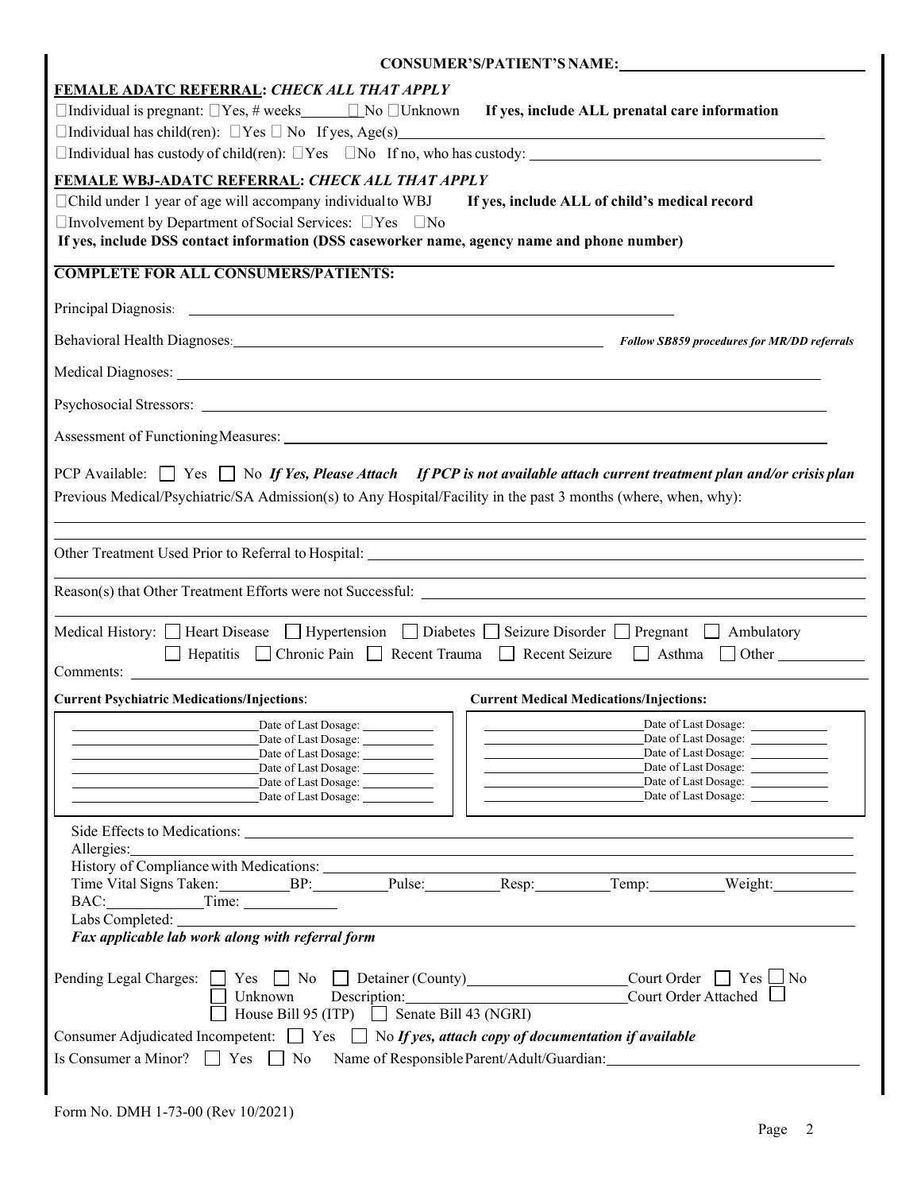**CONSUMER'S/PATIENT'S NAME:** ______________________________

**FEMALE ADATC REFERRAL:** ***CHECK ALL THAT APPLY***

☐ Individual is pregnant: ☐ Yes, # weeks ______ ☐ No ☐ Unknown **If yes, include ALL prenatal care information**

☐ Individual has child(ren): ☐ Yes ☐ No If yes, Age(s) ______________________________

☐ Individual has custody of child(ren): ☐ Yes ☐ No If no, who has custody: ______________________________

**FEMALE WBJ-ADATC REFERRAL:** ***CHECK ALL THAT APPLY***

☐ Child under 1 year of age will accompany individual to WBJ **If yes, include ALL of child's medical record**

☐ Involvement by Department of Social Services: ☐ Yes ☐ No

**If yes, include DSS contact information (DSS caseworker name, agency name and phone number)**

**COMPLETE FOR ALL CONSUMERS/PATIENTS:**

Principal Diagnosis: ______________________________

Behavioral Health Diagnoses: ______________________________ ***Follow SB859 procedures for MR/DD referrals***

Medical Diagnoses: ______________________________

Psychosocial Stressors: ______________________________

Assessment of Functioning Measures: ______________________________

PCP Available: ☐ Yes ☐ No ***If Yes, Please Attach*** ***If PCP is not available attach current treatment plan and/or crisis plan***

Previous Medical/Psychiatric/SA Admission(s) to Any Hospital/Facility in the past 3 months (where, when, why):

______________________________

Other Treatment Used Prior to Referral to Hospital: ______________________________

Reason(s) that Other Treatment Efforts were not Successful: ______________________________

Medical History: ☐ Heart Disease ☐ Hypertension ☐ Diabetes ☐ Seizure Disorder ☐ Pregnant ☐ Ambulatory ☐ Hepatitis ☐ Chronic Pain ☐ Recent Trauma ☐ Recent Seizure ☐ Asthma ☐ Other ______

Comments: ______________________________

| **Current Psychiatric Medications/Injections:** | | **Current Medical Medications/Injections:** | |
|---|---|---|---|
| ______ | Date of Last Dosage: ______ | ______ | Date of Last Dosage: ______ |
| ______ | Date of Last Dosage: ______ | ______ | Date of Last Dosage: ______ |
| ______ | Date of Last Dosage: ______ | ______ | Date of Last Dosage: ______ |
| ______ | Date of Last Dosage: ______ | ______ | Date of Last Dosage: ______ |
| ______ | Date of Last Dosage: ______ | ______ | Date of Last Dosage: ______ |
| ______ | Date of Last Dosage: ______ | ______ | Date of Last Dosage: ______ |

Side Effects to Medications: ______________________________

Allergies: ______________________________

History of Compliance with Medications: ______________________________

Time Vital Signs Taken: ______ BP: ______ Pulse: ______ Resp: ______ Temp: ______ Weight: ______

BAC: ______ Time: ______

Labs Completed: ______________________________

***Fax applicable lab work along with referral form***

Pending Legal Charges: ☐ Yes ☐ No ☐ Detainer (County) ______ Court Order ☐ Yes ☐ No

☐ Unknown Description: ______ Court Order Attached ☐

☐ House Bill 95 (ITP) ☐ Senate Bill 43 (NGRI)

Consumer Adjudicated Incompetent: ☐ Yes ☐ No ***If yes, attach copy of documentation if available***

Is Consumer a Minor? ☐ Yes ☐ No Name of Responsible Parent/Adult/Guardian: ______________________________

Form No. DMH 1-73-00 (Rev 10/2021)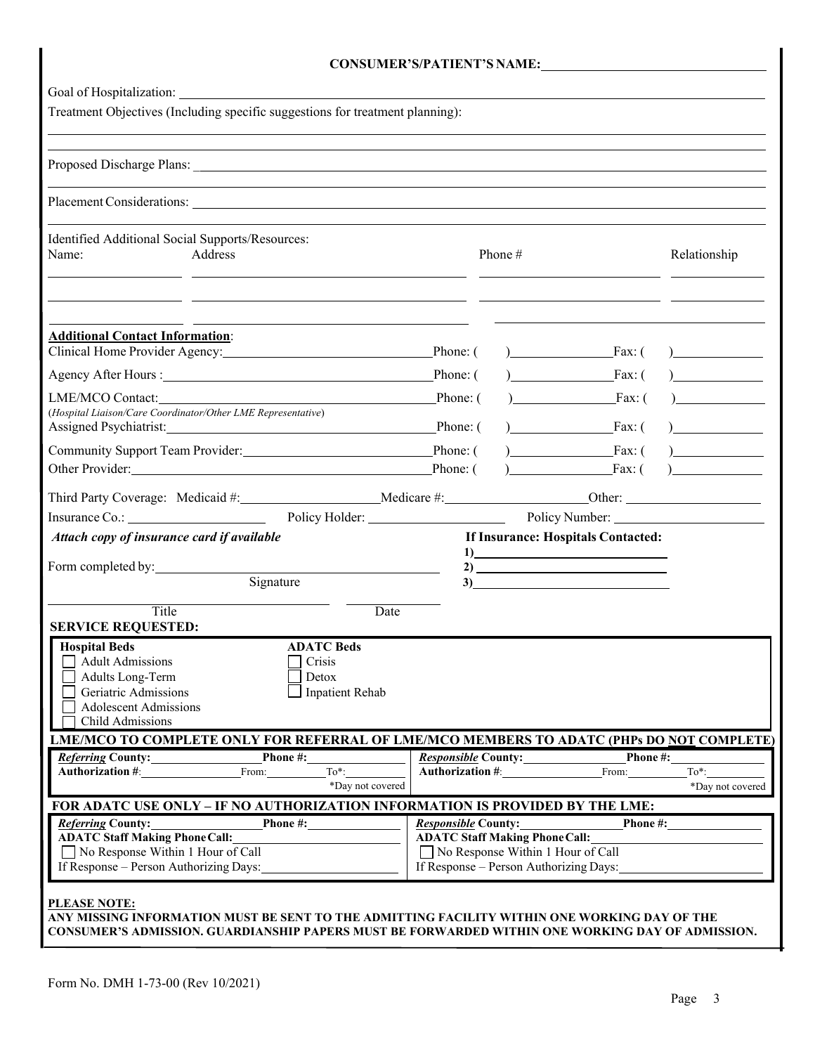**CONSUMER'S/PATIENT'S NAME:** ______________________________

Goal of Hospitalization: ______________________________

Treatment Objectives (Including specific suggestions for treatment planning):

______________________________

______________________________

Proposed Discharge Plans: ______________________________

______________________________

Placement Considerations: ______________________________

______________________________

Identified Additional Social Supports/Resources:

| Name: | Address | Phone # | Relationship |
|---|---|---|---|
| | | | |
| | | | |
| | | | |

**Additional Contact Information**:

Clinical Home Provider Agency: ______________ Phone: ( ) ______________ Fax: ( ) ______________

Agency After Hours : ______________ Phone: ( ) ______________ Fax: ( ) ______________

LME/MCO Contact: ______________ Phone: ( ) ______________ Fax: ( ) ______________
(*Hospital Liaison/Care Coordinator/Other LME Representative*)

Assigned Psychiatrist: ______________ Phone: ( ) ______________ Fax: ( ) ______________

Community Support Team Provider: ______________ Phone: ( ) ______________ Fax: ( ) ______________

Other Provider: ______________ Phone: ( ) ______________ Fax: ( ) ______________

Third Party Coverage: Medicaid #: ______________ Medicare #: ______________ Other: ______________

Insurance Co.: ______________ Policy Holder: ______________ Policy Number: ______________

***Attach copy of insurance card if available***

**If Insurance: Hospitals Contacted:**

**1)** ______________

**2)** ______________

**3)** ______________

Form completed by: ______________________________
Signature

______________________________ ______________
Title Date

**SERVICE REQUESTED:**

| **Hospital Beds** | **ADATC Beds** |
|---|---|
| ☐ Adult Admissions | ☐ Crisis |
| ☐ Adults Long-Term | ☐ Detox |
| ☐ Geriatric Admissions | ☐ Inpatient Rehab |
| ☐ Adolescent Admissions | |
| ☐ Child Admissions | |

**LME/MCO TO COMPLETE ONLY FOR REFERRAL OF LME/MCO MEMBERS TO ADATC (PHPs DO NOT COMPLETE)**

| | |
|---|---|
| ***Referring* County:** ______________ **Phone #:** ______________ | ***Responsible* County:** ______________ **Phone #:** ______________ |
| **Authorization #**: ______________ From: ______________ To*: ______________ *Day not covered | **Authorization #**: ______________ From: ______________ To*: ______________ *Day not covered |

**FOR ADATC USE ONLY – IF NO AUTHORIZATION INFORMATION IS PROVIDED BY THE LME:**

| | |
|---|---|
| ***Referring* County:** ______________ **Phone #:** ______________ | ***Responsible* County:** ______________ **Phone #:** ______________ |
| **ADATC Staff Making Phone Call:** ______________ | **ADATC Staff Making Phone Call:** ______________ |
| ☐ No Response Within 1 Hour of Call | ☐ No Response Within 1 Hour of Call |
| If Response – Person Authorizing Days: ______________ | If Response – Person Authorizing Days: ______________ |

**PLEASE NOTE:**

**ANY MISSING INFORMATION MUST BE SENT TO THE ADMITTING FACILITY WITHIN ONE WORKING DAY OF THE CONSUMER'S ADMISSION. GUARDIANSHIP PAPERS MUST BE FORWARDED WITHIN ONE WORKING DAY OF ADMISSION.**

Form No. DMH 1-73-00 (Rev 10/2021)